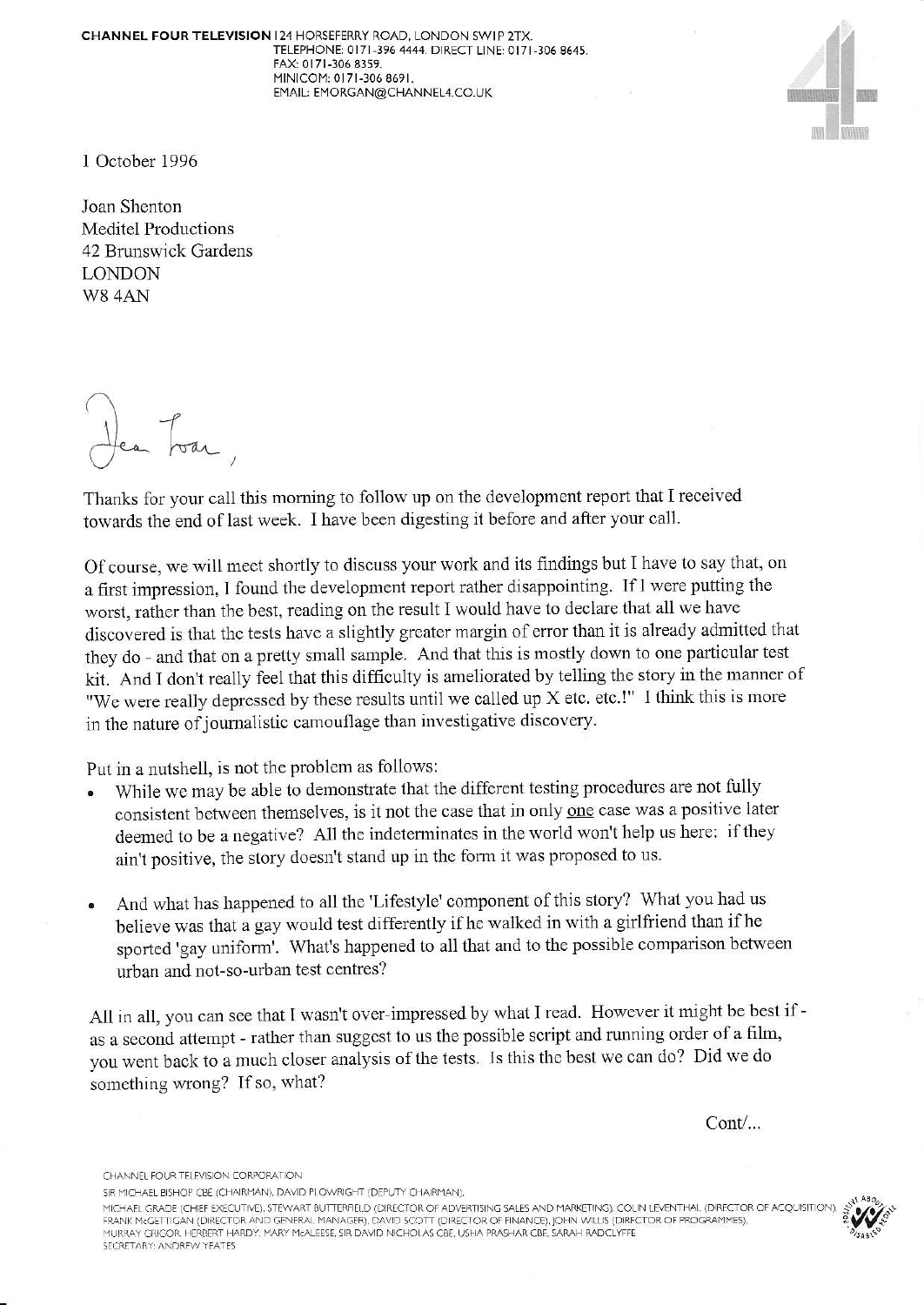**CHANNEL FOUR TELEVISION** 124 HORSEFERRY ROAD, LONDON SW1P 2TX.
TELEPHONE: 0171-396 4444. DIRECT LINE: 0171-306 8645.
FAX: 0171-306 8359.
MINICOM: 0171-306 8691.
EMAIL: EMORGAN@CHANNEL4.CO.UK

1 October 1996

Joan Shenton
Meditel Productions
42 Brunswick Gardens
LONDON
W8 4AN

Dear Joan,

Thanks for your call this morning to follow up on the development report that I received towards the end of last week. I have been digesting it before and after your call.

Of course, we will meet shortly to discuss your work and its findings but I have to say that, on a first impression, I found the development report rather disappointing. If I were putting the worst, rather than the best, reading on the result I would have to declare that all we have discovered is that the tests have a slightly greater margin of error than it is already admitted that they do - and that on a pretty small sample. And that this is mostly down to one particular test kit. And I don't really feel that this difficulty is ameliorated by telling the story in the manner of "We were really depressed by these results until we called up X etc. etc.!" I think this is more in the nature of journalistic camouflage than investigative discovery.

Put in a nutshell, is not the problem as follows:

- While we may be able to demonstrate that the different testing procedures are not fully consistent between themselves, is it not the case that in only <u>one</u> case was a positive later deemed to be a negative? All the indeterminates in the world won't help us here: if they ain't positive, the story doesn't stand up in the form it was proposed to us.

- And what has happened to all the 'Lifestyle' component of this story? What you had us believe was that a gay would test differently if he walked in with a girlfriend than if he sported 'gay uniform'. What's happened to all that and to the possible comparison between urban and not-so-urban test centres?

All in all, you can see that I wasn't over-impressed by what I read. However it might be best if - as a second attempt - rather than suggest to us the possible script and running order of a film, you went back to a much closer analysis of the tests. Is this the best we can do? Did we do something wrong? If so, what?

Cont/...

CHANNEL FOUR TELEVISION CORPORATION
SIR MICHAEL BISHOP CBE (CHAIRMAN), DAVID PLOWRIGHT (DEPUTY CHAIRMAN),
MICHAEL GRADE (CHIEF EXECUTIVE), STEWART BUTTERFIELD (DIRECTOR OF ADVERTISING SALES AND MARKETING), COLIN LEVENTHAL (DIRECTOR OF ACQUISITION), FRANK McGETTIGAN (DIRECTOR AND GENERAL MANAGER), DAVID SCOTT (DIRECTOR OF FINANCE), JOHN WILLIS (DIRECTOR OF PROGRAMMES),
MURRAY GRIGOR, HERBERT HARDY, MARY McALEESE, SIR DAVID NICHOLAS CBE, USHA PRASHAR CBE, SARAH RADCLYFFE
SECRETARY: ANDREW YEATES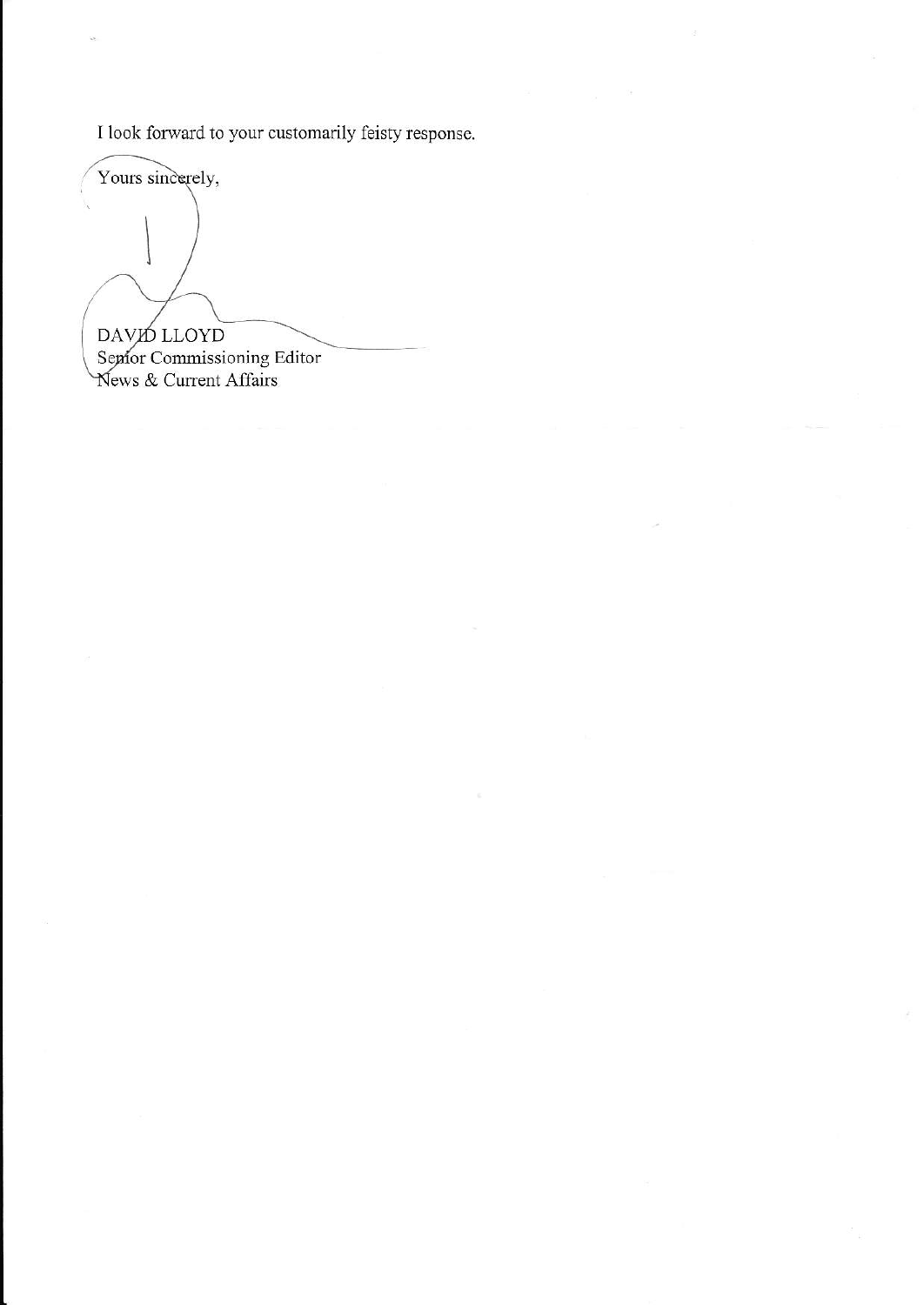I look forward to your customarily feisty response.

Yours sincerely,

DAVID LLOYD
Senior Commissioning Editor
News & Current Affairs